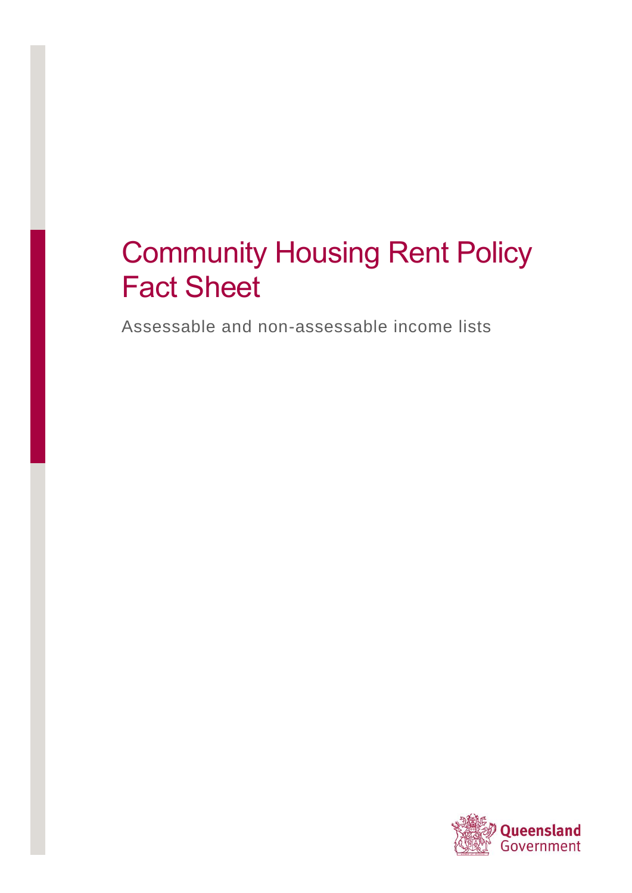# Community Housing Rent Policy Fact Sheet

Assessable and non-assessable income lists

Queensland Government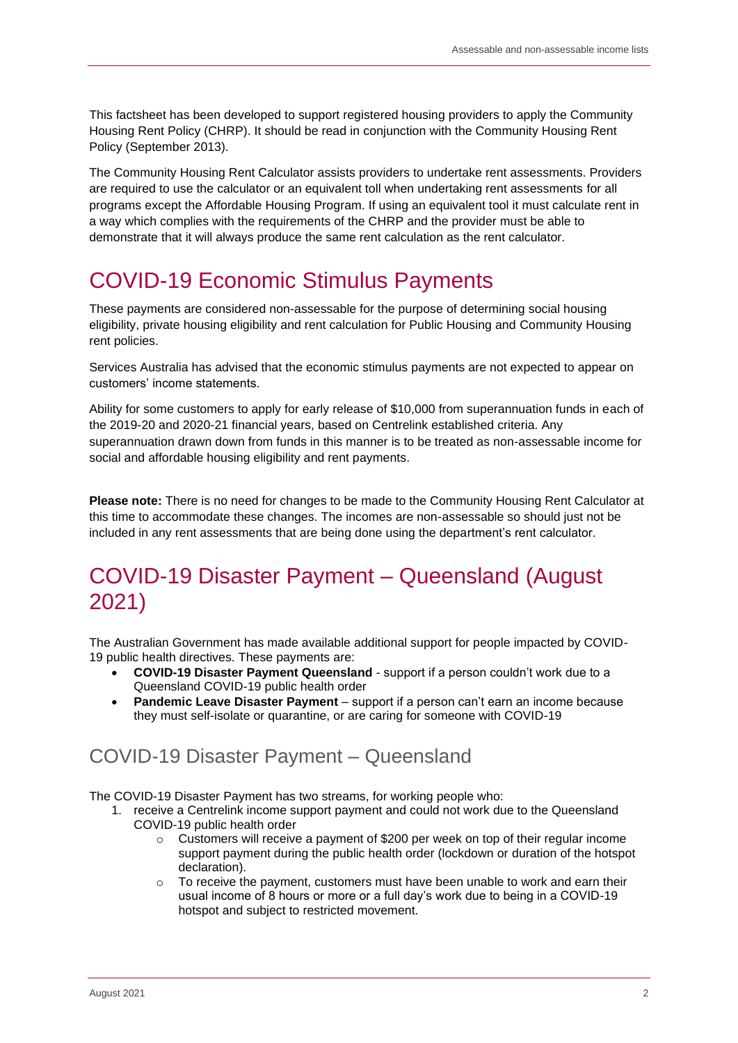This factsheet has been developed to support registered housing providers to apply the Community Housing Rent Policy (CHRP). It should be read in conjunction with the Community Housing Rent Policy (September 2013).

The Community Housing Rent Calculator assists providers to undertake rent assessments. Providers are required to use the calculator or an equivalent toll when undertaking rent assessments for all programs except the Affordable Housing Program. If using an equivalent tool it must calculate rent in a way which complies with the requirements of the CHRP and the provider must be able to demonstrate that it will always produce the same rent calculation as the rent calculator.

# COVID-19 Economic Stimulus Payments

These payments are considered non-assessable for the purpose of determining social housing eligibility, private housing eligibility and rent calculation for Public Housing and Community Housing rent policies.

Services Australia has advised that the economic stimulus payments are not expected to appear on customers' income statements.

Ability for some customers to apply for early release of $10,000 from superannuation funds in each of the 2019-20 and 2020-21 financial years, based on Centrelink established criteria. Any superannuation drawn down from funds in this manner is to be treated as non-assessable income for social and affordable housing eligibility and rent payments.

**Please note:** There is no need for changes to be made to the Community Housing Rent Calculator at this time to accommodate these changes. The incomes are non-assessable so should just not be included in any rent assessments that are being done using the department's rent calculator.

# COVID-19 Disaster Payment – Queensland (August 2021)

The Australian Government has made available additional support for people impacted by COVID-19 public health directives. These payments are:

- **COVID-19 Disaster Payment Queensland** - support if a person couldn't work due to a Queensland COVID-19 public health order
- **Pandemic Leave Disaster Payment** – support if a person can't earn an income because they must self-isolate or quarantine, or are caring for someone with COVID-19

## COVID-19 Disaster Payment – Queensland

The COVID-19 Disaster Payment has two streams, for working people who:

1. receive a Centrelink income support payment and could not work due to the Queensland COVID-19 public health order
    - Customers will receive a payment of $200 per week on top of their regular income support payment during the public health order (lockdown or duration of the hotspot declaration).
    - To receive the payment, customers must have been unable to work and earn their usual income of 8 hours or more or a full day's work due to being in a COVID-19 hotspot and subject to restricted movement.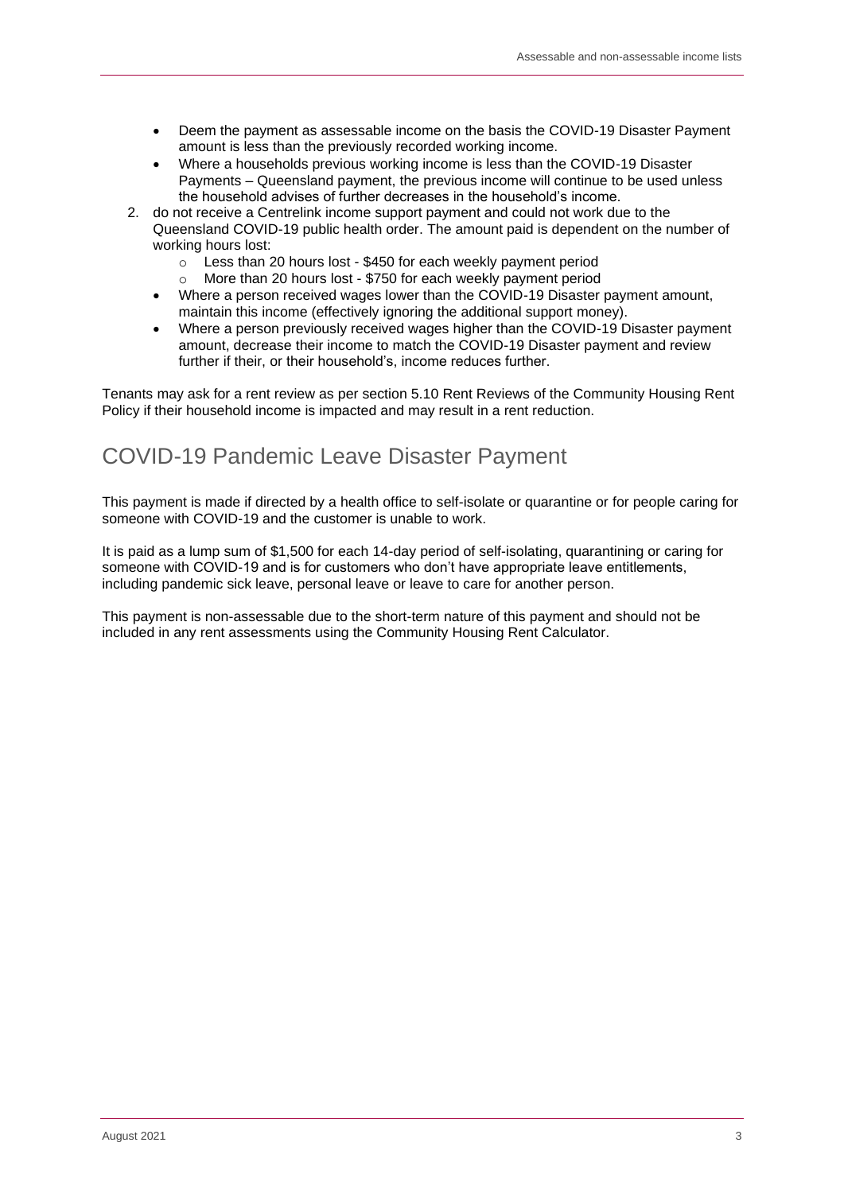- Deem the payment as assessable income on the basis the COVID-19 Disaster Payment amount is less than the previously recorded working income.
- Where a households previous working income is less than the COVID-19 Disaster Payments – Queensland payment, the previous income will continue to be used unless the household advises of further decreases in the household's income.

2. do not receive a Centrelink income support payment and could not work due to the Queensland COVID-19 public health order. The amount paid is dependent on the number of working hours lost:
   - Less than 20 hours lost - $450 for each weekly payment period
   - More than 20 hours lost - $750 for each weekly payment period
   - Where a person received wages lower than the COVID-19 Disaster payment amount, maintain this income (effectively ignoring the additional support money).
   - Where a person previously received wages higher than the COVID-19 Disaster payment amount, decrease their income to match the COVID-19 Disaster payment and review further if their, or their household's, income reduces further.

Tenants may ask for a rent review as per section 5.10 Rent Reviews of the Community Housing Rent Policy if their household income is impacted and may result in a rent reduction.

## COVID-19 Pandemic Leave Disaster Payment

This payment is made if directed by a health office to self-isolate or quarantine or for people caring for someone with COVID-19 and the customer is unable to work.

It is paid as a lump sum of $1,500 for each 14-day period of self-isolating, quarantining or caring for someone with COVID-19 and is for customers who don't have appropriate leave entitlements, including pandemic sick leave, personal leave or leave to care for another person.

This payment is non-assessable due to the short-term nature of this payment and should not be included in any rent assessments using the Community Housing Rent Calculator.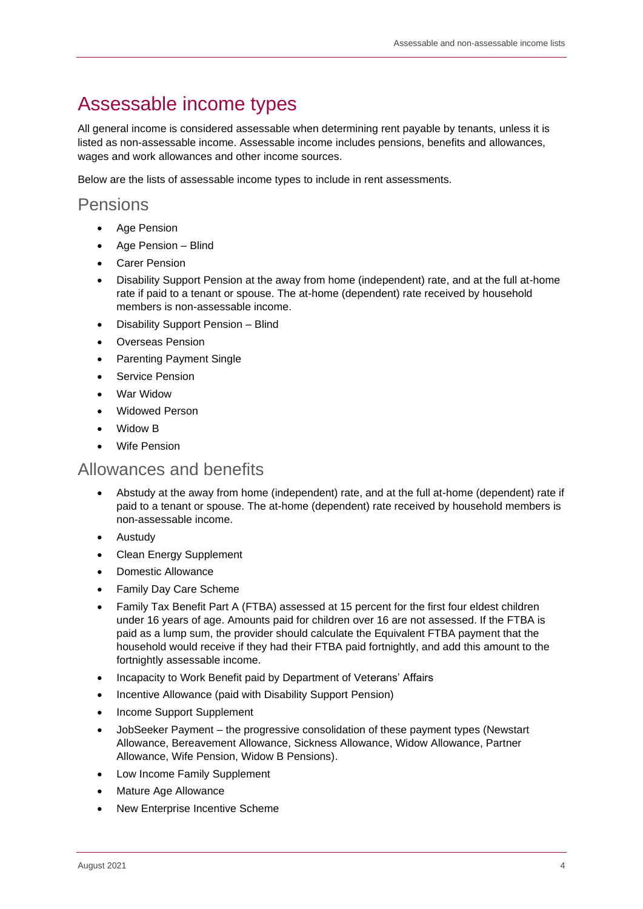# Assessable income types

All general income is considered assessable when determining rent payable by tenants, unless it is listed as non-assessable income. Assessable income includes pensions, benefits and allowances, wages and work allowances and other income sources.

Below are the lists of assessable income types to include in rent assessments.

## Pensions

- Age Pension
- Age Pension – Blind
- Carer Pension
- Disability Support Pension at the away from home (independent) rate, and at the full at-home rate if paid to a tenant or spouse. The at-home (dependent) rate received by household members is non-assessable income.
- Disability Support Pension – Blind
- Overseas Pension
- Parenting Payment Single
- Service Pension
- War Widow
- Widowed Person
- Widow B
- Wife Pension

## Allowances and benefits

- Abstudy at the away from home (independent) rate, and at the full at-home (dependent) rate if paid to a tenant or spouse. The at-home (dependent) rate received by household members is non-assessable income.
- Austudy
- Clean Energy Supplement
- Domestic Allowance
- Family Day Care Scheme
- Family Tax Benefit Part A (FTBA) assessed at 15 percent for the first four eldest children under 16 years of age. Amounts paid for children over 16 are not assessed. If the FTBA is paid as a lump sum, the provider should calculate the Equivalent FTBA payment that the household would receive if they had their FTBA paid fortnightly, and add this amount to the fortnightly assessable income.
- Incapacity to Work Benefit paid by Department of Veterans' Affairs
- Incentive Allowance (paid with Disability Support Pension)
- Income Support Supplement
- JobSeeker Payment – the progressive consolidation of these payment types (Newstart Allowance, Bereavement Allowance, Sickness Allowance, Widow Allowance, Partner Allowance, Wife Pension, Widow B Pensions).
- Low Income Family Supplement
- Mature Age Allowance
- New Enterprise Incentive Scheme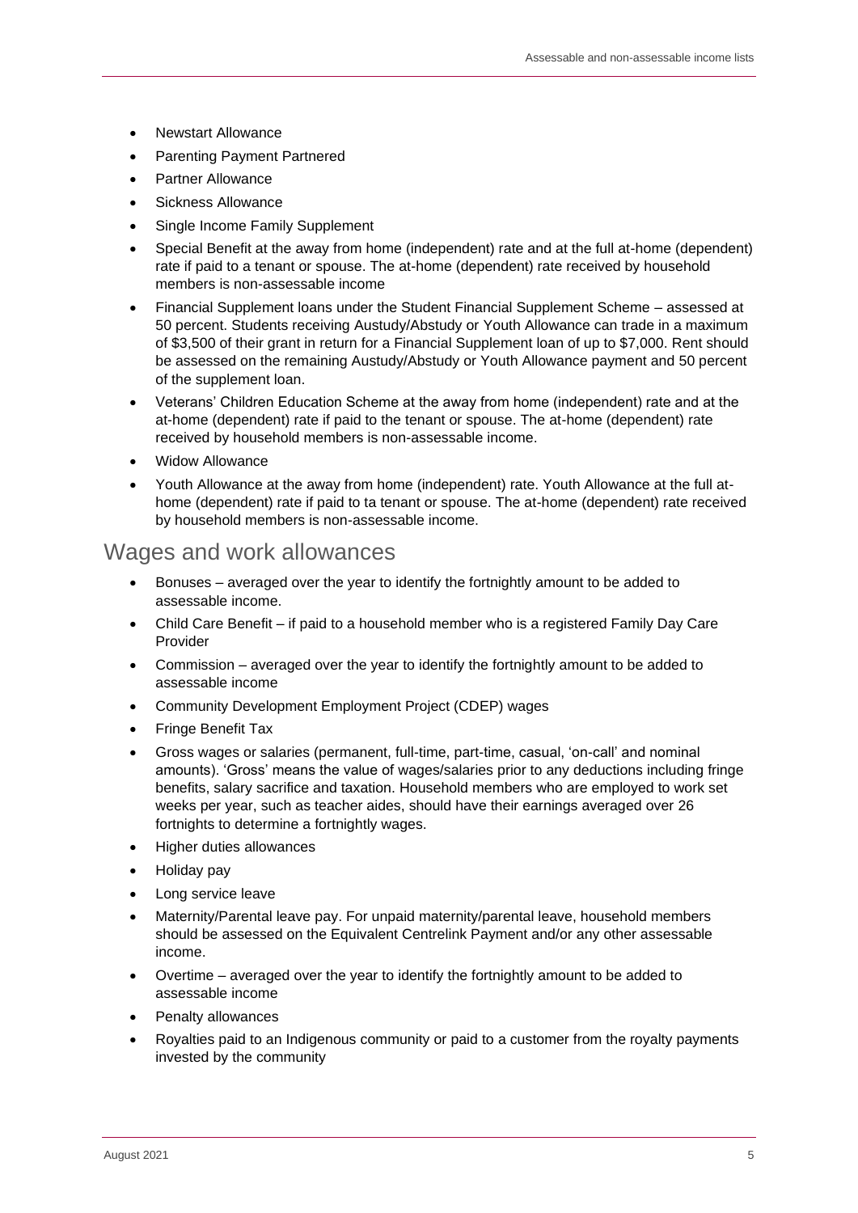- Newstart Allowance
- Parenting Payment Partnered
- Partner Allowance
- Sickness Allowance
- Single Income Family Supplement
- Special Benefit at the away from home (independent) rate and at the full at-home (dependent) rate if paid to a tenant or spouse. The at-home (dependent) rate received by household members is non-assessable income
- Financial Supplement loans under the Student Financial Supplement Scheme – assessed at 50 percent. Students receiving Austudy/Abstudy or Youth Allowance can trade in a maximum of $3,500 of their grant in return for a Financial Supplement loan of up to $7,000. Rent should be assessed on the remaining Austudy/Abstudy or Youth Allowance payment and 50 percent of the supplement loan.
- Veterans' Children Education Scheme at the away from home (independent) rate and at the at-home (dependent) rate if paid to the tenant or spouse. The at-home (dependent) rate received by household members is non-assessable income.
- Widow Allowance
- Youth Allowance at the away from home (independent) rate. Youth Allowance at the full at-home (dependent) rate if paid to ta tenant or spouse. The at-home (dependent) rate received by household members is non-assessable income.

## Wages and work allowances

- Bonuses – averaged over the year to identify the fortnightly amount to be added to assessable income.
- Child Care Benefit – if paid to a household member who is a registered Family Day Care Provider
- Commission – averaged over the year to identify the fortnightly amount to be added to assessable income
- Community Development Employment Project (CDEP) wages
- Fringe Benefit Tax
- Gross wages or salaries (permanent, full-time, part-time, casual, 'on-call' and nominal amounts). 'Gross' means the value of wages/salaries prior to any deductions including fringe benefits, salary sacrifice and taxation. Household members who are employed to work set weeks per year, such as teacher aides, should have their earnings averaged over 26 fortnights to determine a fortnightly wages.
- Higher duties allowances
- Holiday pay
- Long service leave
- Maternity/Parental leave pay. For unpaid maternity/parental leave, household members should be assessed on the Equivalent Centrelink Payment and/or any other assessable income.
- Overtime – averaged over the year to identify the fortnightly amount to be added to assessable income
- Penalty allowances
- Royalties paid to an Indigenous community or paid to a customer from the royalty payments invested by the community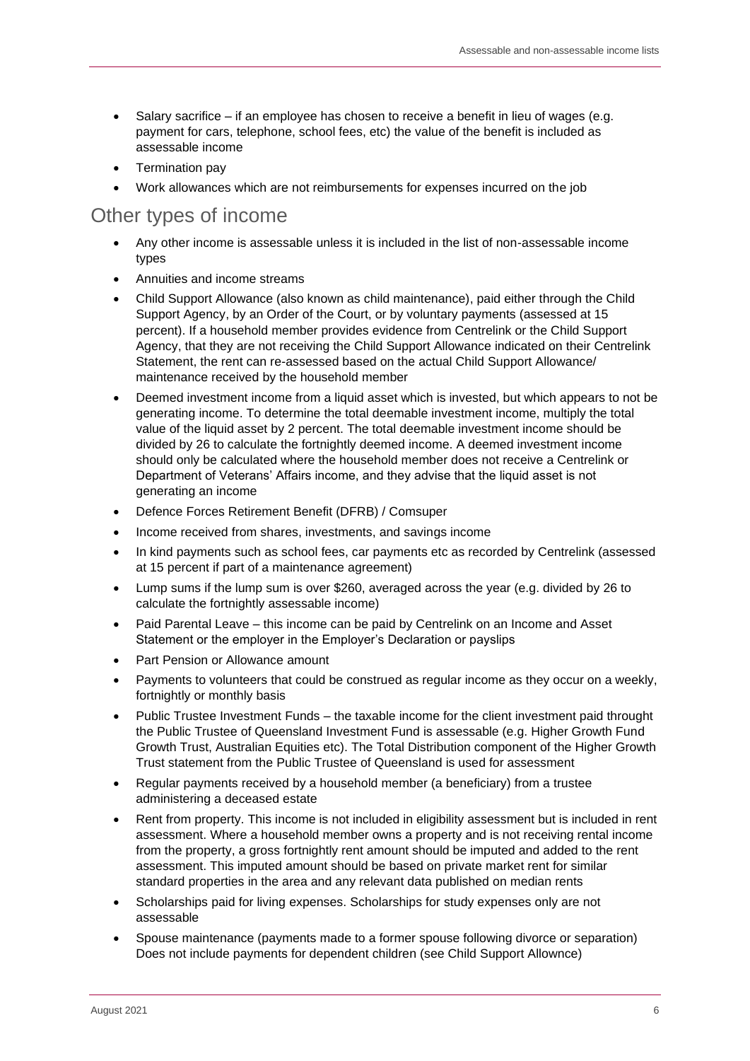- Salary sacrifice – if an employee has chosen to receive a benefit in lieu of wages (e.g. payment for cars, telephone, school fees, etc) the value of the benefit is included as assessable income
- Termination pay
- Work allowances which are not reimbursements for expenses incurred on the job

## Other types of income

- Any other income is assessable unless it is included in the list of non-assessable income types
- Annuities and income streams
- Child Support Allowance (also known as child maintenance), paid either through the Child Support Agency, by an Order of the Court, or by voluntary payments (assessed at 15 percent). If a household member provides evidence from Centrelink or the Child Support Agency, that they are not receiving the Child Support Allowance indicated on their Centrelink Statement, the rent can re-assessed based on the actual Child Support Allowance/ maintenance received by the household member
- Deemed investment income from a liquid asset which is invested, but which appears to not be generating income. To determine the total deemable investment income, multiply the total value of the liquid asset by 2 percent. The total deemable investment income should be divided by 26 to calculate the fortnightly deemed income. A deemed investment income should only be calculated where the household member does not receive a Centrelink or Department of Veterans' Affairs income, and they advise that the liquid asset is not generating an income
- Defence Forces Retirement Benefit (DFRB) / Comsuper
- Income received from shares, investments, and savings income
- In kind payments such as school fees, car payments etc as recorded by Centrelink (assessed at 15 percent if part of a maintenance agreement)
- Lump sums if the lump sum is over $260, averaged across the year (e.g. divided by 26 to calculate the fortnightly assessable income)
- Paid Parental Leave – this income can be paid by Centrelink on an Income and Asset Statement or the employer in the Employer's Declaration or payslips
- Part Pension or Allowance amount
- Payments to volunteers that could be construed as regular income as they occur on a weekly, fortnightly or monthly basis
- Public Trustee Investment Funds – the taxable income for the client investment paid throught the Public Trustee of Queensland Investment Fund is assessable (e.g. Higher Growth Fund Growth Trust, Australian Equities etc). The Total Distribution component of the Higher Growth Trust statement from the Public Trustee of Queensland is used for assessment
- Regular payments received by a household member (a beneficiary) from a trustee administering a deceased estate
- Rent from property. This income is not included in eligibility assessment but is included in rent assessment. Where a household member owns a property and is not receiving rental income from the property, a gross fortnightly rent amount should be imputed and added to the rent assessment. This imputed amount should be based on private market rent for similar standard properties in the area and any relevant data published on median rents
- Scholarships paid for living expenses. Scholarships for study expenses only are not assessable
- Spouse maintenance (payments made to a former spouse following divorce or separation) Does not include payments for dependent children (see Child Support Allownce)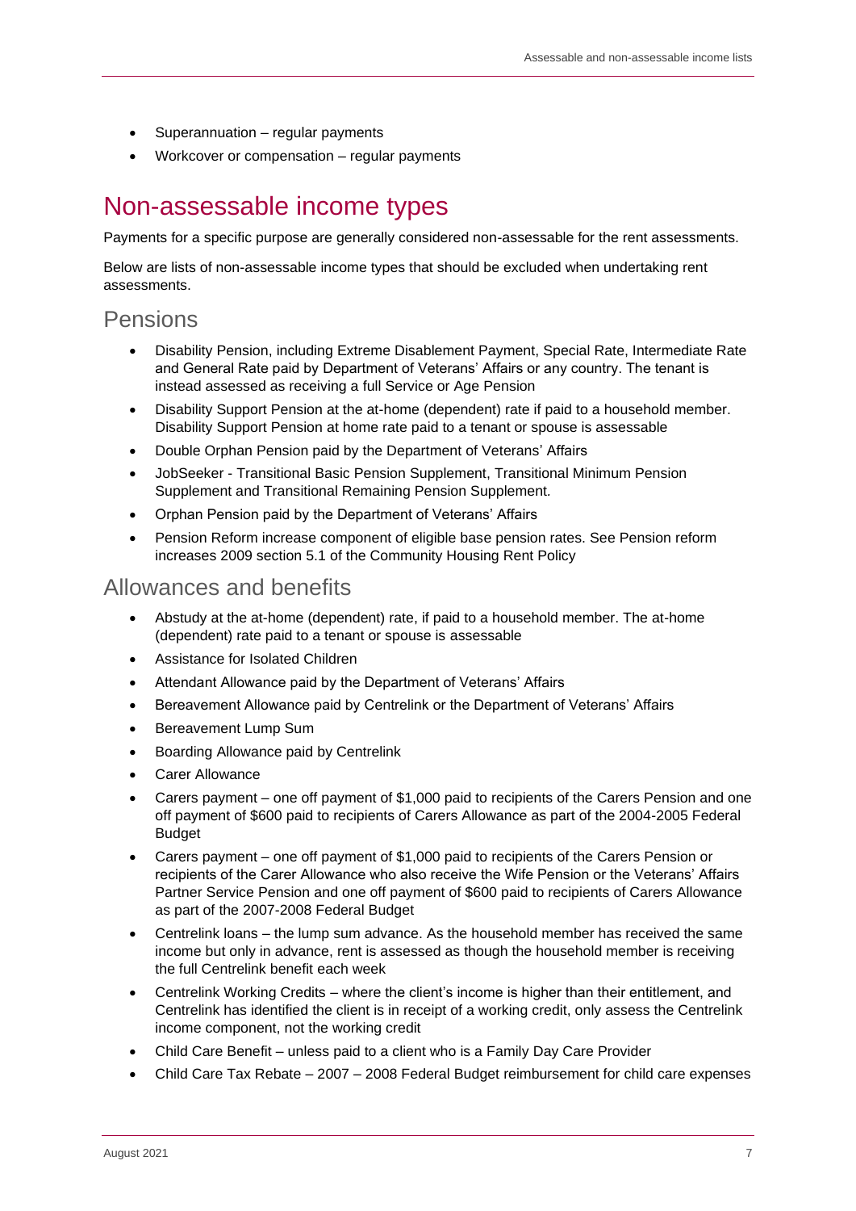- Superannuation – regular payments
- Workcover or compensation – regular payments

# Non-assessable income types

Payments for a specific purpose are generally considered non-assessable for the rent assessments.

Below are lists of non-assessable income types that should be excluded when undertaking rent assessments.

## Pensions

- Disability Pension, including Extreme Disablement Payment, Special Rate, Intermediate Rate and General Rate paid by Department of Veterans' Affairs or any country. The tenant is instead assessed as receiving a full Service or Age Pension
- Disability Support Pension at the at-home (dependent) rate if paid to a household member. Disability Support Pension at home rate paid to a tenant or spouse is assessable
- Double Orphan Pension paid by the Department of Veterans' Affairs
- JobSeeker - Transitional Basic Pension Supplement, Transitional Minimum Pension Supplement and Transitional Remaining Pension Supplement.
- Orphan Pension paid by the Department of Veterans' Affairs
- Pension Reform increase component of eligible base pension rates. See Pension reform increases 2009 section 5.1 of the Community Housing Rent Policy

## Allowances and benefits

- Abstudy at the at-home (dependent) rate, if paid to a household member. The at-home (dependent) rate paid to a tenant or spouse is assessable
- Assistance for Isolated Children
- Attendant Allowance paid by the Department of Veterans' Affairs
- Bereavement Allowance paid by Centrelink or the Department of Veterans' Affairs
- Bereavement Lump Sum
- Boarding Allowance paid by Centrelink
- Carer Allowance
- Carers payment – one off payment of $1,000 paid to recipients of the Carers Pension and one off payment of $600 paid to recipients of Carers Allowance as part of the 2004-2005 Federal Budget
- Carers payment – one off payment of $1,000 paid to recipients of the Carers Pension or recipients of the Carer Allowance who also receive the Wife Pension or the Veterans' Affairs Partner Service Pension and one off payment of $600 paid to recipients of Carers Allowance as part of the 2007-2008 Federal Budget
- Centrelink loans – the lump sum advance. As the household member has received the same income but only in advance, rent is assessed as though the household member is receiving the full Centrelink benefit each week
- Centrelink Working Credits – where the client's income is higher than their entitlement, and Centrelink has identified the client is in receipt of a working credit, only assess the Centrelink income component, not the working credit
- Child Care Benefit – unless paid to a client who is a Family Day Care Provider
- Child Care Tax Rebate – 2007 – 2008 Federal Budget reimbursement for child care expenses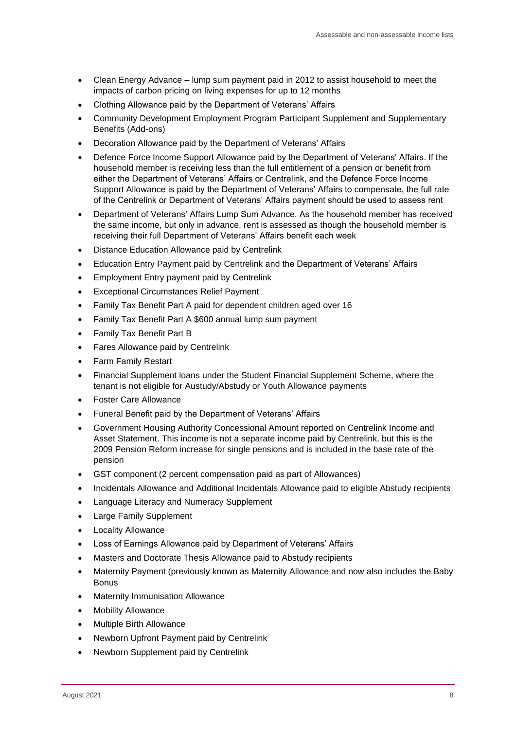- Clean Energy Advance – lump sum payment paid in 2012 to assist household to meet the impacts of carbon pricing on living expenses for up to 12 months
- Clothing Allowance paid by the Department of Veterans' Affairs
- Community Development Employment Program Participant Supplement and Supplementary Benefits (Add-ons)
- Decoration Allowance paid by the Department of Veterans' Affairs
- Defence Force Income Support Allowance paid by the Department of Veterans' Affairs. If the household member is receiving less than the full entitlement of a pension or benefit from either the Department of Veterans' Affairs or Centrelink, and the Defence Force Income Support Allowance is paid by the Department of Veterans' Affairs to compensate, the full rate of the Centrelink or Department of Veterans' Affairs payment should be used to assess rent
- Department of Veterans' Affairs Lump Sum Advance. As the household member has received the same income, but only in advance, rent is assessed as though the household member is receiving their full Department of Veterans' Affairs benefit each week
- Distance Education Allowance paid by Centrelink
- Education Entry Payment paid by Centrelink and the Department of Veterans' Affairs
- Employment Entry payment paid by Centrelink
- Exceptional Circumstances Relief Payment
- Family Tax Benefit Part A paid for dependent children aged over 16
- Family Tax Benefit Part A $600 annual lump sum payment
- Family Tax Benefit Part B
- Fares Allowance paid by Centrelink
- Farm Family Restart
- Financial Supplement loans under the Student Financial Supplement Scheme, where the tenant is not eligible for Austudy/Abstudy or Youth Allowance payments
- Foster Care Allowance
- Funeral Benefit paid by the Department of Veterans' Affairs
- Government Housing Authority Concessional Amount reported on Centrelink Income and Asset Statement. This income is not a separate income paid by Centrelink, but this is the 2009 Pension Reform increase for single pensions and is included in the base rate of the pension
- GST component (2 percent compensation paid as part of Allowances)
- Incidentals Allowance and Additional Incidentals Allowance paid to eligible Abstudy recipients
- Language Literacy and Numeracy Supplement
- Large Family Supplement
- Locality Allowance
- Loss of Earnings Allowance paid by Department of Veterans' Affairs
- Masters and Doctorate Thesis Allowance paid to Abstudy recipients
- Maternity Payment (previously known as Maternity Allowance and now also includes the Baby Bonus
- Maternity Immunisation Allowance
- Mobility Allowance
- Multiple Birth Allowance
- Newborn Upfront Payment paid by Centrelink
- Newborn Supplement paid by Centrelink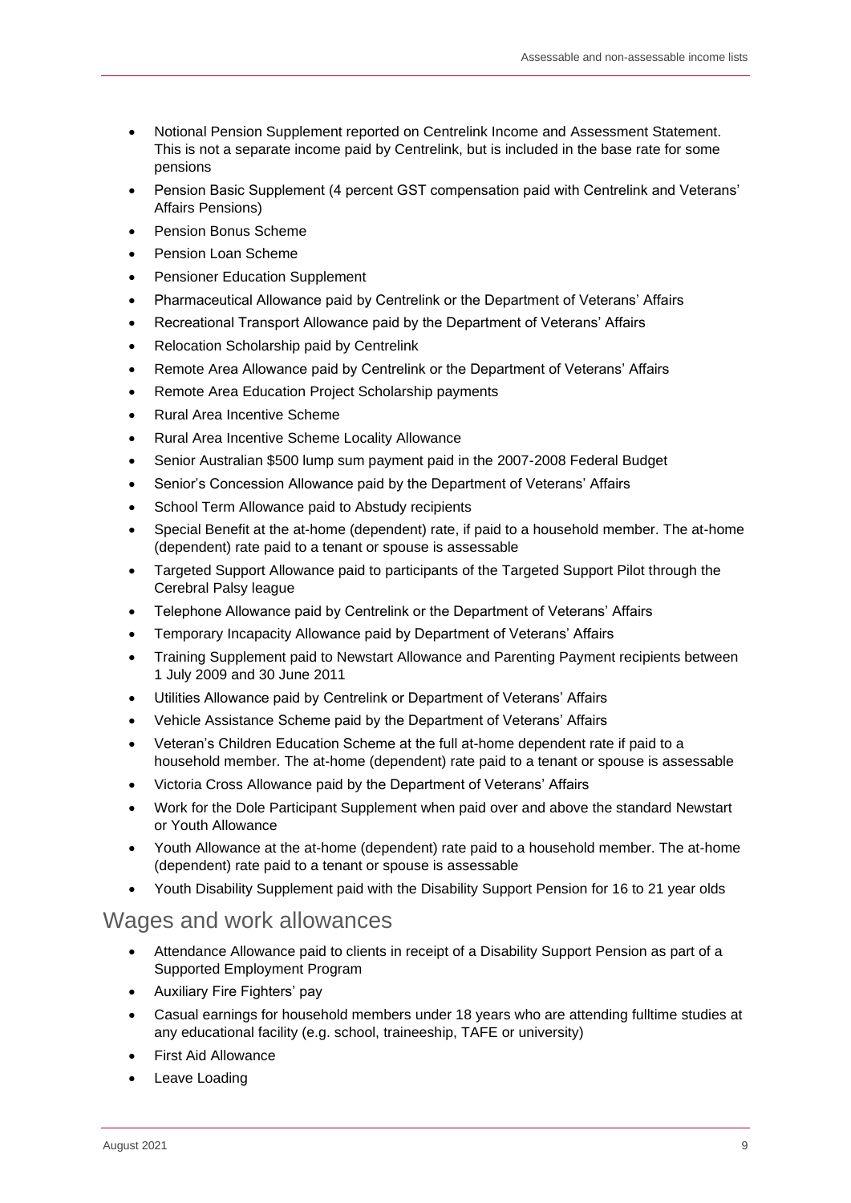- Notional Pension Supplement reported on Centrelink Income and Assessment Statement. This is not a separate income paid by Centrelink, but is included in the base rate for some pensions
- Pension Basic Supplement (4 percent GST compensation paid with Centrelink and Veterans' Affairs Pensions)
- Pension Bonus Scheme
- Pension Loan Scheme
- Pensioner Education Supplement
- Pharmaceutical Allowance paid by Centrelink or the Department of Veterans' Affairs
- Recreational Transport Allowance paid by the Department of Veterans' Affairs
- Relocation Scholarship paid by Centrelink
- Remote Area Allowance paid by Centrelink or the Department of Veterans' Affairs
- Remote Area Education Project Scholarship payments
- Rural Area Incentive Scheme
- Rural Area Incentive Scheme Locality Allowance
- Senior Australian $500 lump sum payment paid in the 2007-2008 Federal Budget
- Senior's Concession Allowance paid by the Department of Veterans' Affairs
- School Term Allowance paid to Abstudy recipients
- Special Benefit at the at-home (dependent) rate, if paid to a household member. The at-home (dependent) rate paid to a tenant or spouse is assessable
- Targeted Support Allowance paid to participants of the Targeted Support Pilot through the Cerebral Palsy league
- Telephone Allowance paid by Centrelink or the Department of Veterans' Affairs
- Temporary Incapacity Allowance paid by Department of Veterans' Affairs
- Training Supplement paid to Newstart Allowance and Parenting Payment recipients between 1 July 2009 and 30 June 2011
- Utilities Allowance paid by Centrelink or Department of Veterans' Affairs
- Vehicle Assistance Scheme paid by the Department of Veterans' Affairs
- Veteran's Children Education Scheme at the full at-home dependent rate if paid to a household member. The at-home (dependent) rate paid to a tenant or spouse is assessable
- Victoria Cross Allowance paid by the Department of Veterans' Affairs
- Work for the Dole Participant Supplement when paid over and above the standard Newstart or Youth Allowance
- Youth Allowance at the at-home (dependent) rate paid to a household member. The at-home (dependent) rate paid to a tenant or spouse is assessable
- Youth Disability Supplement paid with the Disability Support Pension for 16 to 21 year olds

## Wages and work allowances

- Attendance Allowance paid to clients in receipt of a Disability Support Pension as part of a Supported Employment Program
- Auxiliary Fire Fighters' pay
- Casual earnings for household members under 18 years who are attending fulltime studies at any educational facility (e.g. school, traineeship, TAFE or university)
- First Aid Allowance
- Leave Loading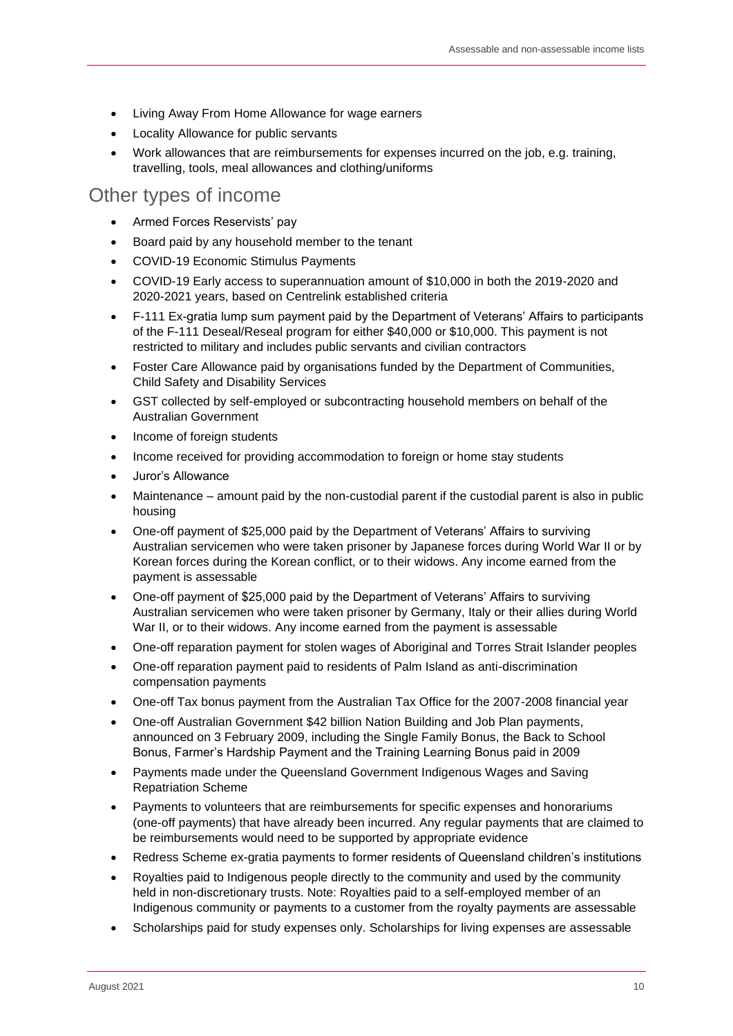- Living Away From Home Allowance for wage earners
- Locality Allowance for public servants
- Work allowances that are reimbursements for expenses incurred on the job, e.g. training, travelling, tools, meal allowances and clothing/uniforms

## Other types of income

- Armed Forces Reservists' pay
- Board paid by any household member to the tenant
- COVID-19 Economic Stimulus Payments
- COVID-19 Early access to superannuation amount of $10,000 in both the 2019-2020 and 2020-2021 years, based on Centrelink established criteria
- F-111 Ex-gratia lump sum payment paid by the Department of Veterans' Affairs to participants of the F-111 Deseal/Reseal program for either $40,000 or $10,000. This payment is not restricted to military and includes public servants and civilian contractors
- Foster Care Allowance paid by organisations funded by the Department of Communities, Child Safety and Disability Services
- GST collected by self-employed or subcontracting household members on behalf of the Australian Government
- Income of foreign students
- Income received for providing accommodation to foreign or home stay students
- Juror's Allowance
- Maintenance – amount paid by the non-custodial parent if the custodial parent is also in public housing
- One-off payment of $25,000 paid by the Department of Veterans' Affairs to surviving Australian servicemen who were taken prisoner by Japanese forces during World War II or by Korean forces during the Korean conflict, or to their widows. Any income earned from the payment is assessable
- One-off payment of $25,000 paid by the Department of Veterans' Affairs to surviving Australian servicemen who were taken prisoner by Germany, Italy or their allies during World War II, or to their widows. Any income earned from the payment is assessable
- One-off reparation payment for stolen wages of Aboriginal and Torres Strait Islander peoples
- One-off reparation payment paid to residents of Palm Island as anti-discrimination compensation payments
- One-off Tax bonus payment from the Australian Tax Office for the 2007-2008 financial year
- One-off Australian Government $42 billion Nation Building and Job Plan payments, announced on 3 February 2009, including the Single Family Bonus, the Back to School Bonus, Farmer's Hardship Payment and the Training Learning Bonus paid in 2009
- Payments made under the Queensland Government Indigenous Wages and Saving Repatriation Scheme
- Payments to volunteers that are reimbursements for specific expenses and honorariums (one-off payments) that have already been incurred. Any regular payments that are claimed to be reimbursements would need to be supported by appropriate evidence
- Redress Scheme ex-gratia payments to former residents of Queensland children's institutions
- Royalties paid to Indigenous people directly to the community and used by the community held in non-discretionary trusts. Note: Royalties paid to a self-employed member of an Indigenous community or payments to a customer from the royalty payments are assessable
- Scholarships paid for study expenses only. Scholarships for living expenses are assessable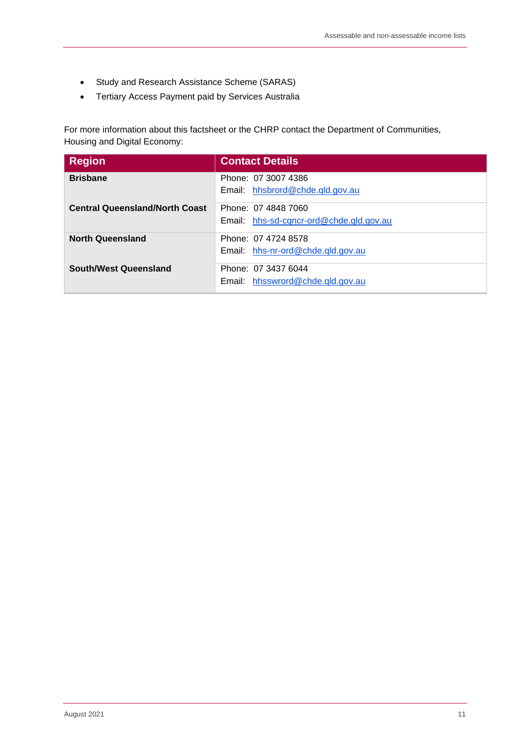- Study and Research Assistance Scheme (SARAS)
- Tertiary Access Payment paid by Services Australia

For more information about this factsheet or the CHRP contact the Department of Communities, Housing and Digital Economy:

| Region | Contact Details |
|---|---|
| **Brisbane** | Phone: 07 3007 4386<br>Email: hhsbrord@chde.qld.gov.au |
| **Central Queensland/North Coast** | Phone: 07 4848 7060<br>Email: hhs-sd-cqncr-ord@chde.qld.gov.au |
| **North Queensland** | Phone: 07 4724 8578<br>Email: hhs-nr-ord@chde.qld.gov.au |
| **South/West Queensland** | Phone: 07 3437 6044<br>Email: hhsswrord@chde.qld.gov.au |